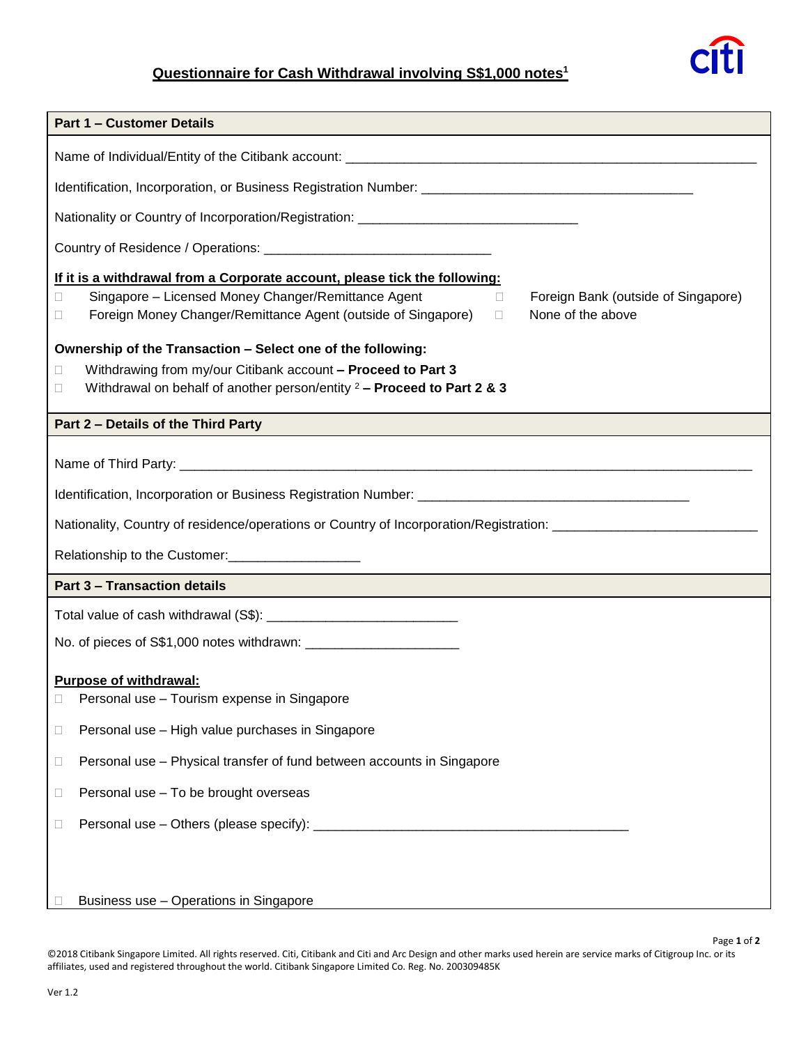# Questionnaire for Cash Withdrawal involving S$1,000 notes[1]

## Part 1 – Customer Details

Name of Individual/Entity of the Citibank account: ____________________

Identification, Incorporation, or Business Registration Number: ____________________

Nationality or Country of Incorporation/Registration: ____________________

Country of Residence / Operations: ____________________

**If it is a withdrawal from a Corporate account, please tick the following:**

- ☐ Singapore – Licensed Money Changer/Remittance Agent
- ☐ Foreign Money Changer/Remittance Agent (outside of Singapore)
- ☐ Foreign Bank (outside of Singapore)
- ☐ None of the above

**Ownership of the Transaction – Select one of the following:**

- ☐ Withdrawing from my/our Citibank account **– Proceed to Part 3**
- ☐ Withdrawal on behalf of another person/entity [2] **– Proceed to Part 2 & 3**

## Part 2 – Details of the Third Party

Name of Third Party: ____________________

Identification, Incorporation or Business Registration Number: ____________________

Nationality, Country of residence/operations or Country of Incorporation/Registration: ____________________

Relationship to the Customer: ____________________

## Part 3 – Transaction details

Total value of cash withdrawal (S$): ____________________

No. of pieces of S$1,000 notes withdrawn: ____________________

**Purpose of withdrawal:**

- ☐ Personal use – Tourism expense in Singapore
- ☐ Personal use – High value purchases in Singapore
- ☐ Personal use – Physical transfer of fund between accounts in Singapore
- ☐ Personal use – To be brought overseas
- ☐ Personal use – Others (please specify): ____________________
- ☐ Business use – Operations in Singapore

©2018 Citibank Singapore Limited. All rights reserved. Citi, Citibank and Citi and Arc Design and other marks used herein are service marks of Citigroup Inc. or its affiliates, used and registered throughout the world. Citibank Singapore Limited Co. Reg. No. 200309485K

Ver 1.2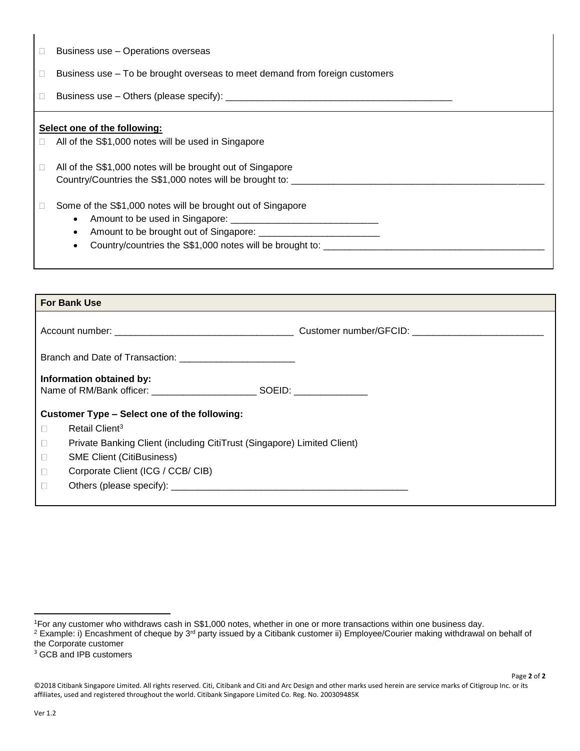- ☐ Business use – Operations overseas
- ☐ Business use – To be brought overseas to meet demand from foreign customers
- ☐ Business use – Others (please specify): ____________________________________________

**Select one of the following:**

- ☐ All of the S$1,000 notes will be used in Singapore
- ☐ All of the S$1,000 notes will be brought out of Singapore
  Country/Countries the S$1,000 notes will be brought to: ________________________________________________
- ☐ Some of the S$1,000 notes will be brought out of Singapore
  - Amount to be used in Singapore: ___________________________
  - Amount to be brought out of Singapore: ______________________
  - Country/countries the S$1,000 notes will be brought to: __________________________________________

**For Bank Use**

Account number: __________________________________ Customer number/GFCID: _________________________

Branch and Date of Transaction: ______________________

**Information obtained by:**
Name of RM/Bank officer: ____________________ SOEID: ______________

**Customer Type – Select one of the following:**

- ☐ Retail Client[3]
- ☐ Private Banking Client (including CitiTrust (Singapore) Limited Client)
- ☐ SME Client (CitiBusiness)
- ☐ Corporate Client (ICG / CCB/ CIB)
- ☐ Others (please specify): ______________________________________________

---

[1] For any customer who withdraws cash in S$1,000 notes, whether in one or more transactions within one business day.
[2] Example: i) Encashment of cheque by 3rd party issued by a Citibank customer ii) Employee/Courier making withdrawal on behalf of the Corporate customer
[3] GCB and IPB customers

©2018 Citibank Singapore Limited. All rights reserved. Citi, Citibank and Citi and Arc Design and other marks used herein are service marks of Citigroup Inc. or its affiliates, used and registered throughout the world. Citibank Singapore Limited Co. Reg. No. 200309485K

Ver 1.2